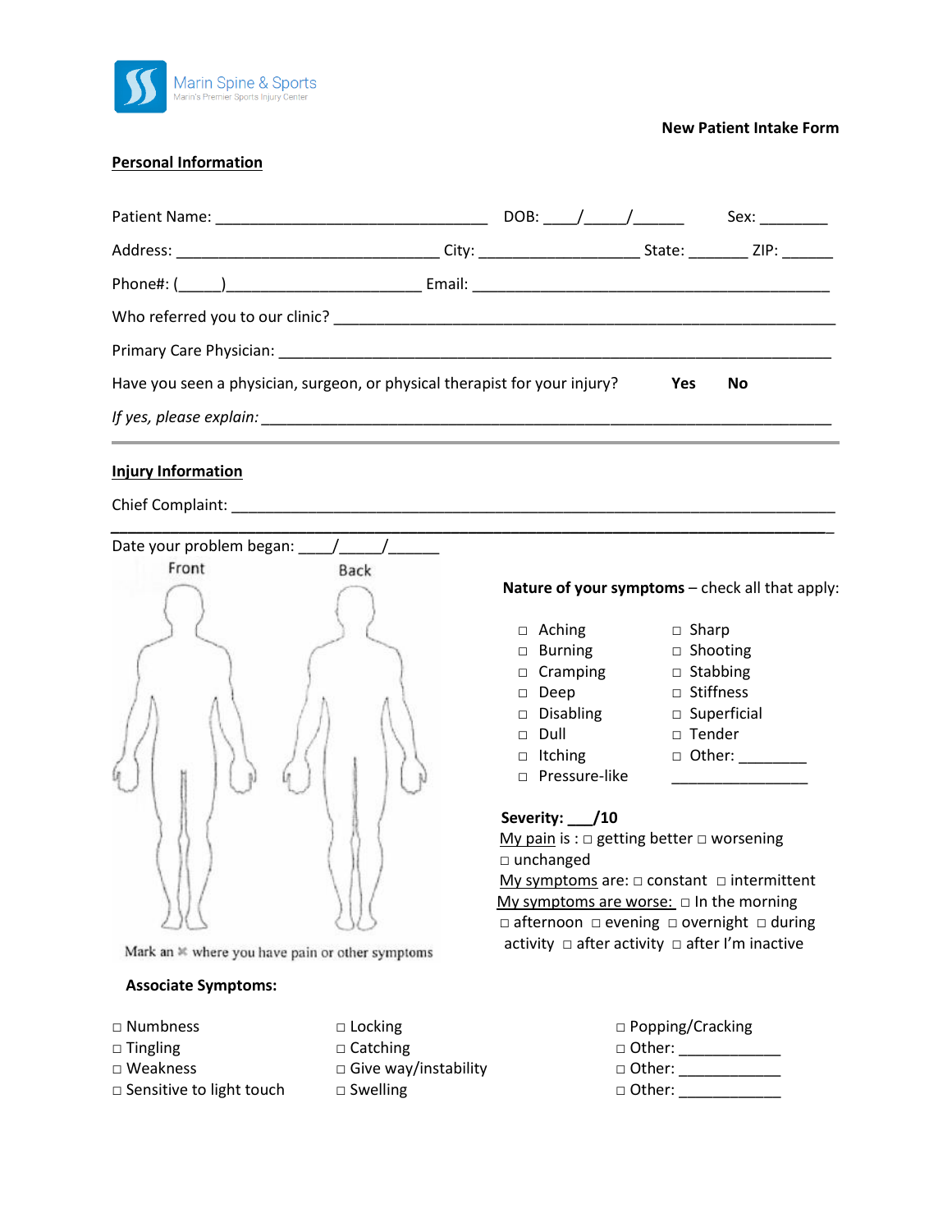Marin Spine & Sports
Marin's Premier Sports Injury Center

**New Patient Intake Form**

## Personal Information

Patient Name: ________________________________ DOB: ____/_____/______ Sex: ________

Address: _______________________________ City: ___________________ State: _______ ZIP: ______

Phone#: (_____)______________________ Email: __________________________________________

Who referred you to our clinic? ___________________________________________________________

Primary Care Physician: _________________________________________________________________

Have you seen a physician, surgeon, or physical therapist for your injury? **Yes** **No**

*If yes, please explain:* _________________________________________________________________

---

## Injury Information

Chief Complaint: _______________________________________________________________________

_____________________________________________________________________________________

Date your problem began: ____/_____/______

Front Back

Mark an ✖ where you have pain or other symptoms

**Nature of your symptoms** – check all that apply:

- □ Aching
- □ Burning
- □ Cramping
- □ Deep
- □ Disabling
- □ Dull
- □ Itching
- □ Pressure-like
- □ Sharp
- □ Shooting
- □ Stabbing
- □ Stiffness
- □ Superficial
- □ Tender
- □ Other: ________ ________________

**Severity: ___/10**

My pain is : □ getting better □ worsening □ unchanged

My symptoms are: □ constant □ intermittent

My symptoms are worse: □ In the morning □ afternoon □ evening □ overnight □ during activity □ after activity □ after I'm inactive

**Associate Symptoms:**

- □ Numbness
- □ Tingling
- □ Weakness
- □ Sensitive to light touch
- □ Locking
- □ Catching
- □ Give way/instability
- □ Swelling
- □ Popping/Cracking
- □ Other: ____________
- □ Other: ____________
- □ Other: ____________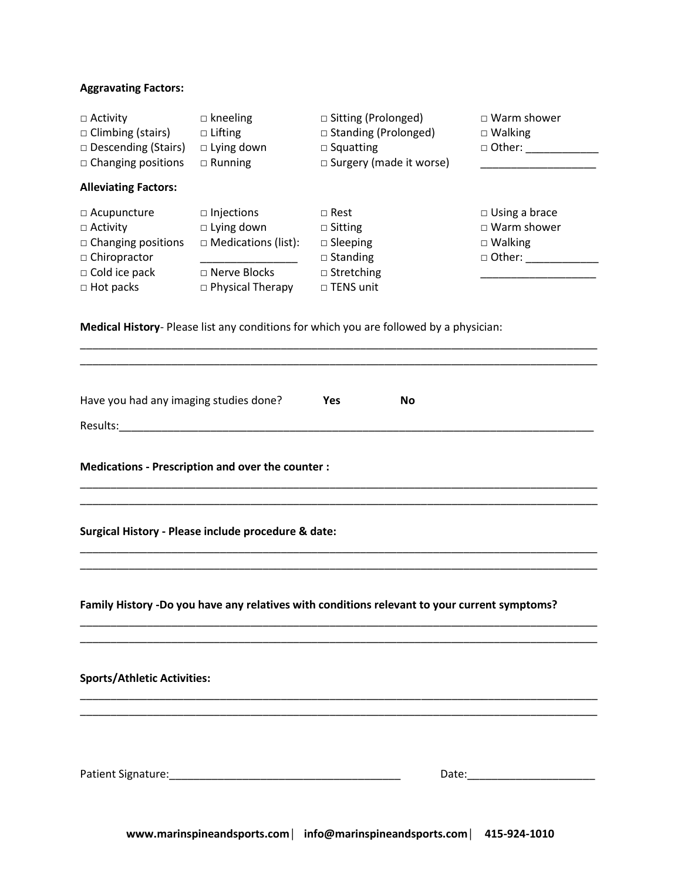**Aggravating Factors:**

| | | | |
|---|---|---|---|
| □ Activity | □ kneeling | □ Sitting (Prolonged) | □ Warm shower |
| □ Climbing (stairs) | □ Lifting | □ Standing (Prolonged) | □ Walking |
| □ Descending (Stairs) | □ Lying down | □ Squatting | □ Other: ____________ |
| □ Changing positions | □ Running | □ Surgery (made it worse) | ___________________ |

**Alleviating Factors:**

| | | | |
|---|---|---|---|
| □ Acupuncture | □ Injections | □ Rest | □ Using a brace |
| □ Activity | □ Lying down | □ Sitting | □ Warm shower |
| □ Changing positions | □ Medications (list): | □ Sleeping | □ Walking |
| □ Chiropractor | ________________ | □ Standing | □ Other: ____________ |
| □ Cold ice pack | □ Nerve Blocks | □ Stretching | ___________________ |
| □ Hot packs | □ Physical Therapy | □ TENS unit | |

**Medical History**- Please list any conditions for which you are followed by a physician:

_________________________________________________________________________________________

_________________________________________________________________________________________

Have you had any imaging studies done? **Yes** **No**

Results:_________________________________________________________________________________

**Medications - Prescription and over the counter :**

_________________________________________________________________________________________

_________________________________________________________________________________________

**Surgical History - Please include procedure & date:**

_________________________________________________________________________________________

_________________________________________________________________________________________

**Family History -Do you have any relatives with conditions relevant to your current symptoms?**

_________________________________________________________________________________________

_________________________________________________________________________________________

**Sports/Athletic Activities:**

_________________________________________________________________________________________

_________________________________________________________________________________________

Patient Signature:_____________________________________ Date:_____________________

**www.marinspineandsports.com** | **info@marinspineandsports.com** | **415-924-1010**